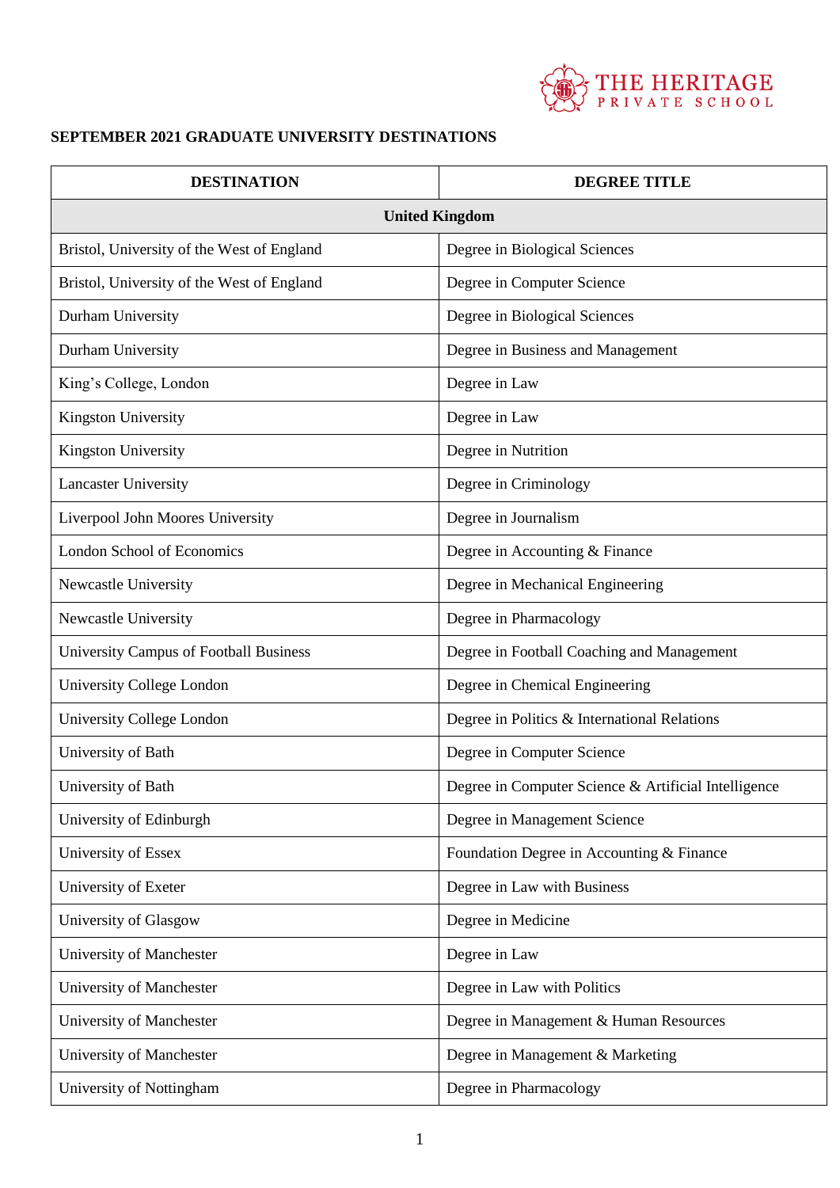THE HERITAGE PRIVATE SCHOOL

**SEPTEMBER 2021 GRADUATE UNIVERSITY DESTINATIONS**

| DESTINATION | DEGREE TITLE |
|---|---|
| **United Kingdom** | |
| Bristol, University of the West of England | Degree in Biological Sciences |
| Bristol, University of the West of England | Degree in Computer Science |
| Durham University | Degree in Biological Sciences |
| Durham University | Degree in Business and Management |
| King's College, London | Degree in Law |
| Kingston University | Degree in Law |
| Kingston University | Degree in Nutrition |
| Lancaster University | Degree in Criminology |
| Liverpool John Moores University | Degree in Journalism |
| London School of Economics | Degree in Accounting & Finance |
| Newcastle University | Degree in Mechanical Engineering |
| Newcastle University | Degree in Pharmacology |
| University Campus of Football Business | Degree in Football Coaching and Management |
| University College London | Degree in Chemical Engineering |
| University College London | Degree in Politics & International Relations |
| University of Bath | Degree in Computer Science |
| University of Bath | Degree in Computer Science & Artificial Intelligence |
| University of Edinburgh | Degree in Management Science |
| University of Essex | Foundation Degree in Accounting & Finance |
| University of Exeter | Degree in Law with Business |
| University of Glasgow | Degree in Medicine |
| University of Manchester | Degree in Law |
| University of Manchester | Degree in Law with Politics |
| University of Manchester | Degree in Management & Human Resources |
| University of Manchester | Degree in Management & Marketing |
| University of Nottingham | Degree in Pharmacology |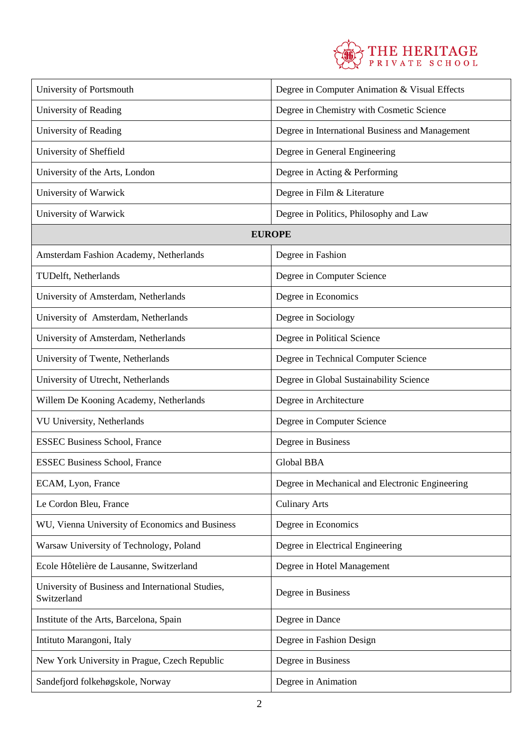| | |
|---|---|
| University of Portsmouth | Degree in Computer Animation & Visual Effects |
| University of Reading | Degree in Chemistry with Cosmetic Science |
| University of Reading | Degree in International Business and Management |
| University of Sheffield | Degree in General Engineering |
| University of the Arts, London | Degree in Acting & Performing |
| University of Warwick | Degree in Film & Literature |
| University of Warwick | Degree in Politics, Philosophy and Law |
| **EUROPE** | |
| Amsterdam Fashion Academy, Netherlands | Degree in Fashion |
| TUDelft, Netherlands | Degree in Computer Science |
| University of Amsterdam, Netherlands | Degree in Economics |
| University of Amsterdam, Netherlands | Degree in Sociology |
| University of Amsterdam, Netherlands | Degree in Political Science |
| University of Twente, Netherlands | Degree in Technical Computer Science |
| University of Utrecht, Netherlands | Degree in Global Sustainability Science |
| Willem De Kooning Academy, Netherlands | Degree in Architecture |
| VU University, Netherlands | Degree in Computer Science |
| ESSEC Business School, France | Degree in Business |
| ESSEC Business School, France | Global BBA |
| ECAM, Lyon, France | Degree in Mechanical and Electronic Engineering |
| Le Cordon Bleu, France | Culinary Arts |
| WU, Vienna University of Economics and Business | Degree in Economics |
| Warsaw University of Technology, Poland | Degree in Electrical Engineering |
| Ecole Hôtelière de Lausanne, Switzerland | Degree in Hotel Management |
| University of Business and International Studies, Switzerland | Degree in Business |
| Institute of the Arts, Barcelona, Spain | Degree in Dance |
| Intituto Marangoni, Italy | Degree in Fashion Design |
| New York University in Prague, Czech Republic | Degree in Business |
| Sandefjord folkehøgskole, Norway | Degree in Animation |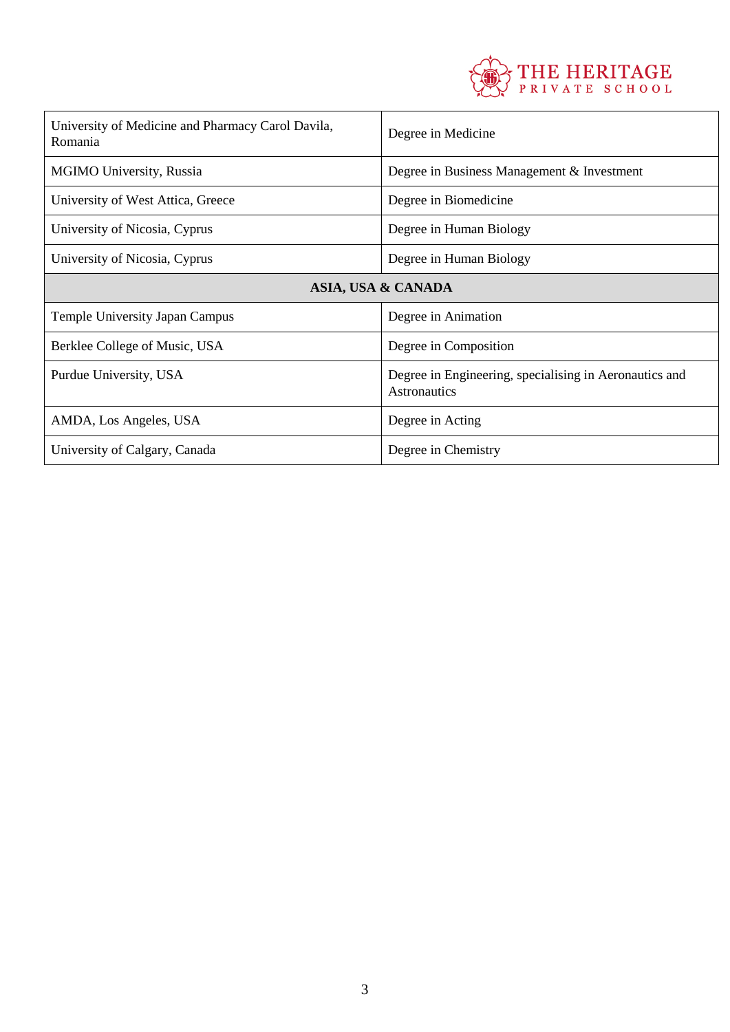| | |
|---|---|
| University of Medicine and Pharmacy Carol Davila, Romania | Degree in Medicine |
| MGIMO University, Russia | Degree in Business Management & Investment |
| University of West Attica, Greece | Degree in Biomedicine |
| University of Nicosia, Cyprus | Degree in Human Biology |
| University of Nicosia, Cyprus | Degree in Human Biology |
| **ASIA, USA & CANADA** | |
| Temple University Japan Campus | Degree in Animation |
| Berklee College of Music, USA | Degree in Composition |
| Purdue University, USA | Degree in Engineering, specialising in Aeronautics and Astronautics |
| AMDA, Los Angeles, USA | Degree in Acting |
| University of Calgary, Canada | Degree in Chemistry |